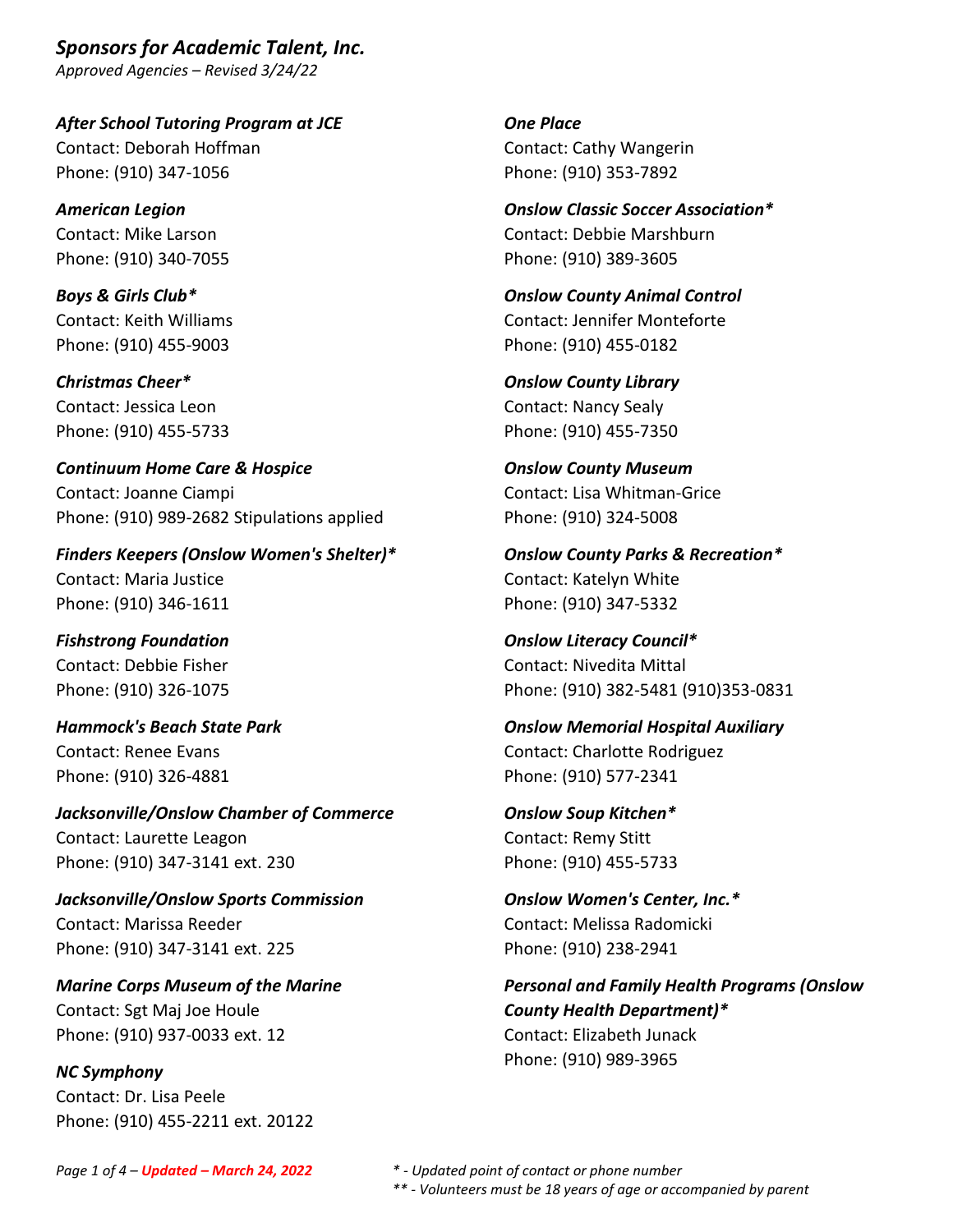# *Sponsors for Academic Talent, Inc.*

*Approved Agencies – Revised 3/24/22*

***After School Tutoring Program at JCE***
Contact: Deborah Hoffman
Phone: (910) 347-1056

***American Legion***
Contact: Mike Larson
Phone: (910) 340-7055

***Boys & Girls Club****
Contact: Keith Williams
Phone: (910) 455-9003

***Christmas Cheer****
Contact: Jessica Leon
Phone: (910) 455-5733

***Continuum Home Care & Hospice***
Contact: Joanne Ciampi
Phone: (910) 989-2682 Stipulations applied

***Finders Keepers (Onslow Women's Shelter)****
Contact: Maria Justice
Phone: (910) 346-1611

***Fishstrong Foundation***
Contact: Debbie Fisher
Phone: (910) 326-1075

***Hammock's Beach State Park***
Contact: Renee Evans
Phone: (910) 326-4881

***Jacksonville/Onslow Chamber of Commerce***
Contact: Laurette Leagon
Phone: (910) 347-3141 ext. 230

***Jacksonville/Onslow Sports Commission***
Contact: Marissa Reeder
Phone: (910) 347-3141 ext. 225

***Marine Corps Museum of the Marine***
Contact: Sgt Maj Joe Houle
Phone: (910) 937-0033 ext. 12

***NC Symphony***
Contact: Dr. Lisa Peele
Phone: (910) 455-2211 ext. 20122

***One Place***
Contact: Cathy Wangerin
Phone: (910) 353-7892

***Onslow Classic Soccer Association****
Contact: Debbie Marshburn
Phone: (910) 389-3605

***Onslow County Animal Control***
Contact: Jennifer Monteforte
Phone: (910) 455-0182

***Onslow County Library***
Contact: Nancy Sealy
Phone: (910) 455-7350

***Onslow County Museum***
Contact: Lisa Whitman-Grice
Phone: (910) 324-5008

***Onslow County Parks & Recreation****
Contact: Katelyn White
Phone: (910) 347-5332

***Onslow Literacy Council****
Contact: Nivedita Mittal
Phone: (910) 382-5481 (910)353-0831

***Onslow Memorial Hospital Auxiliary***
Contact: Charlotte Rodriguez
Phone: (910) 577-2341

***Onslow Soup Kitchen****
Contact: Remy Stitt
Phone: (910) 455-5733

***Onslow Women's Center, Inc.****
Contact: Melissa Radomicki
Phone: (910) 238-2941

***Personal and Family Health Programs (Onslow County Health Department)****
Contact: Elizabeth Junack
Phone: (910) 989-3965

*\* - Updated point of contact or phone number*
*\*\* - Volunteers must be 18 years of age or accompanied by parent*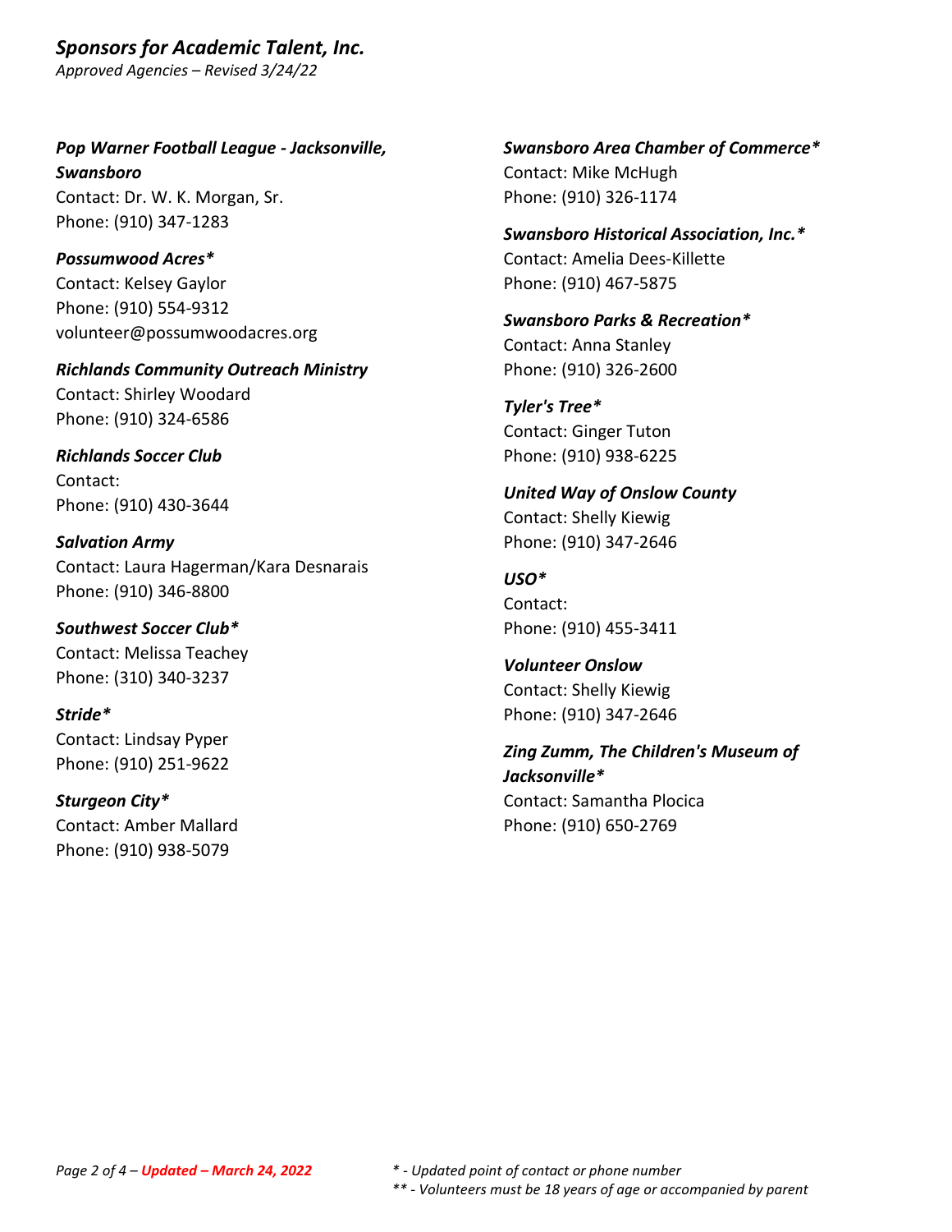*Sponsors for Academic Talent, Inc.*

*Approved Agencies – Revised 3/24/22*

***Pop Warner Football League - Jacksonville, Swansboro***
Contact: Dr. W. K. Morgan, Sr.
Phone: (910) 347-1283

***Possumwood Acres****
Contact: Kelsey Gaylor
Phone: (910) 554-9312
volunteer@possumwoodacres.org

***Richlands Community Outreach Ministry***
Contact: Shirley Woodard
Phone: (910) 324-6586

***Richlands Soccer Club***
Contact:
Phone: (910) 430-3644

***Salvation Army***
Contact: Laura Hagerman/Kara Desnarais
Phone: (910) 346-8800

***Southwest Soccer Club****
Contact: Melissa Teachey
Phone: (310) 340-3237

***Stride****
Contact: Lindsay Pyper
Phone: (910) 251-9622

***Sturgeon City****
Contact: Amber Mallard
Phone: (910) 938-5079

***Swansboro Area Chamber of Commerce****
Contact: Mike McHugh
Phone: (910) 326-1174

***Swansboro Historical Association, Inc.****
Contact: Amelia Dees-Killette
Phone: (910) 467-5875

***Swansboro Parks & Recreation****
Contact: Anna Stanley
Phone: (910) 326-2600

***Tyler's Tree****
Contact: Ginger Tuton
Phone: (910) 938-6225

***United Way of Onslow County***
Contact: Shelly Kiewig
Phone: (910) 347-2646

***USO****
Contact:
Phone: (910) 455-3411

***Volunteer Onslow***
Contact: Shelly Kiewig
Phone: (910) 347-2646

***Zing Zumm, The Children's Museum of Jacksonville****
Contact: Samantha Plocica
Phone: (910) 650-2769

*Updated – March 24, 2022*

*\* - Updated point of contact or phone number*
*\*\* - Volunteers must be 18 years of age or accompanied by parent*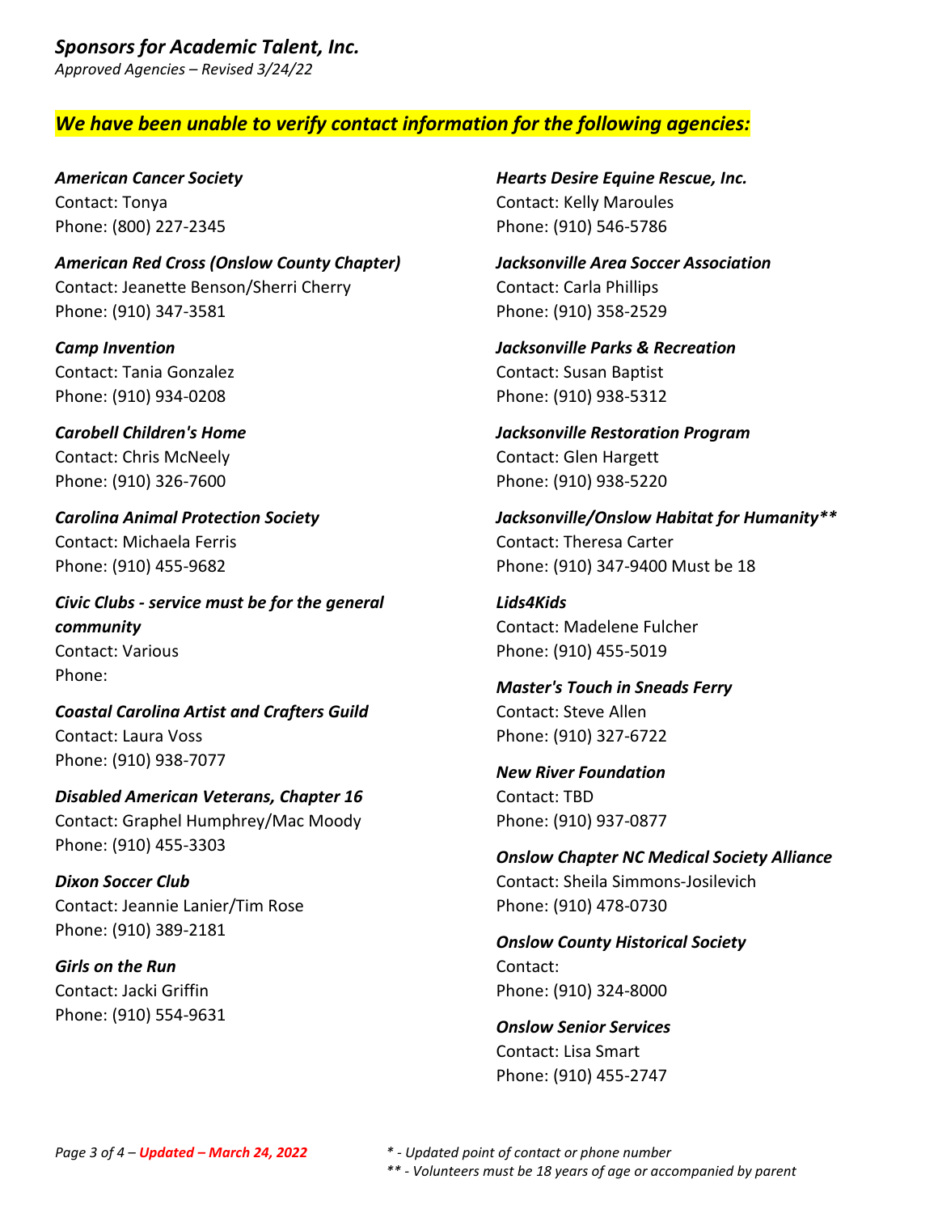*Sponsors for Academic Talent, Inc.*

*Approved Agencies – Revised 3/24/22*

## *We have been unable to verify contact information for the following agencies:*

***American Cancer Society***
Contact: Tonya
Phone: (800) 227-2345

***American Red Cross (Onslow County Chapter)***
Contact: Jeanette Benson/Sherri Cherry
Phone: (910) 347-3581

***Camp Invention***
Contact: Tania Gonzalez
Phone: (910) 934-0208

***Carobell Children's Home***
Contact: Chris McNeely
Phone: (910) 326-7600

***Carolina Animal Protection Society***
Contact: Michaela Ferris
Phone: (910) 455-9682

***Civic Clubs - service must be for the general community***
Contact: Various
Phone:

***Coastal Carolina Artist and Crafters Guild***
Contact: Laura Voss
Phone: (910) 938-7077

***Disabled American Veterans, Chapter 16***
Contact: Graphel Humphrey/Mac Moody
Phone: (910) 455-3303

***Dixon Soccer Club***
Contact: Jeannie Lanier/Tim Rose
Phone: (910) 389-2181

***Girls on the Run***
Contact: Jacki Griffin
Phone: (910) 554-9631

***Hearts Desire Equine Rescue, Inc.***
Contact: Kelly Maroules
Phone: (910) 546-5786

***Jacksonville Area Soccer Association***
Contact: Carla Phillips
Phone: (910) 358-2529

***Jacksonville Parks & Recreation***
Contact: Susan Baptist
Phone: (910) 938-5312

***Jacksonville Restoration Program***
Contact: Glen Hargett
Phone: (910) 938-5220

***Jacksonville/Onslow Habitat for Humanity\*\****
Contact: Theresa Carter
Phone: (910) 347-9400 Must be 18

***Lids4Kids***
Contact: Madelene Fulcher
Phone: (910) 455-5019

***Master's Touch in Sneads Ferry***
Contact: Steve Allen
Phone: (910) 327-6722

***New River Foundation***
Contact: TBD
Phone: (910) 937-0877

***Onslow Chapter NC Medical Society Alliance***
Contact: Sheila Simmons-Josilevich
Phone: (910) 478-0730

***Onslow County Historical Society***
Contact:
Phone: (910) 324-8000

***Onslow Senior Services***
Contact: Lisa Smart
Phone: (910) 455-2747

*Updated – March 24, 2022*

*\* - Updated point of contact or phone number*
*\*\* - Volunteers must be 18 years of age or accompanied by parent*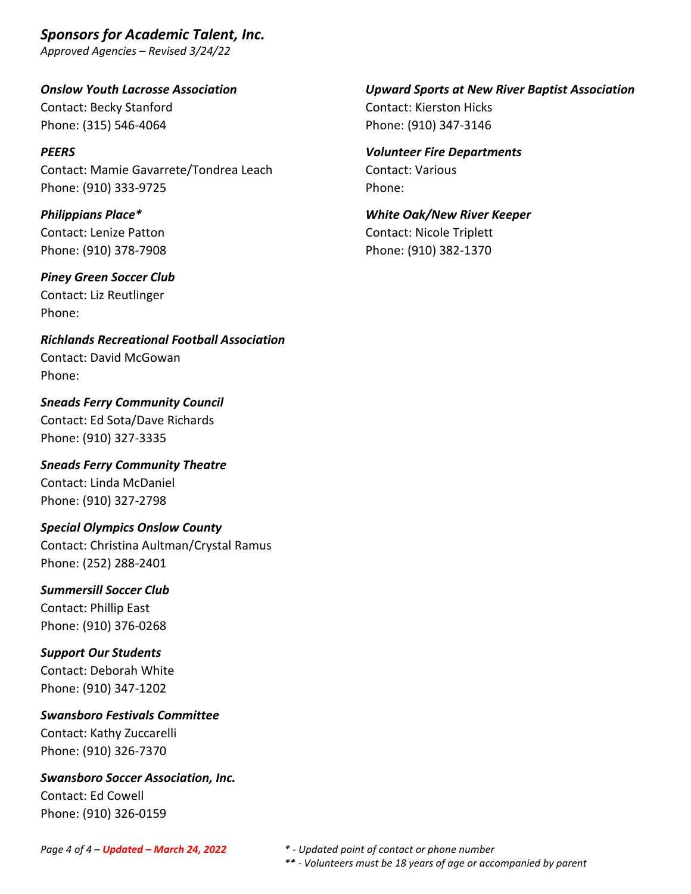*Sponsors for Academic Talent, Inc.*

*Approved Agencies – Revised 3/24/22*

***Onslow Youth Lacrosse Association***
Contact: Becky Stanford
Phone: (315) 546-4064

***PEERS***
Contact: Mamie Gavarrete/Tondrea Leach
Phone: (910) 333-9725

***Philippians Place****
Contact: Lenize Patton
Phone: (910) 378-7908

***Piney Green Soccer Club***
Contact: Liz Reutlinger
Phone:

***Richlands Recreational Football Association***
Contact: David McGowan
Phone:

***Sneads Ferry Community Council***
Contact: Ed Sota/Dave Richards
Phone: (910) 327-3335

***Sneads Ferry Community Theatre***
Contact: Linda McDaniel
Phone: (910) 327-2798

***Special Olympics Onslow County***
Contact: Christina Aultman/Crystal Ramus
Phone: (252) 288-2401

***Summersill Soccer Club***
Contact: Phillip East
Phone: (910) 376-0268

***Support Our Students***
Contact: Deborah White
Phone: (910) 347-1202

***Swansboro Festivals Committee***
Contact: Kathy Zuccarelli
Phone: (910) 326-7370

***Swansboro Soccer Association, Inc.***
Contact: Ed Cowell
Phone: (910) 326-0159

***Upward Sports at New River Baptist Association***
Contact: Kierston Hicks
Phone: (910) 347-3146

***Volunteer Fire Departments***
Contact: Various
Phone:

***White Oak/New River Keeper***
Contact: Nicole Triplett
Phone: (910) 382-1370

*Updated – March 24, 2022*

*\* - Updated point of contact or phone number*
*\*\* - Volunteers must be 18 years of age or accompanied by parent*